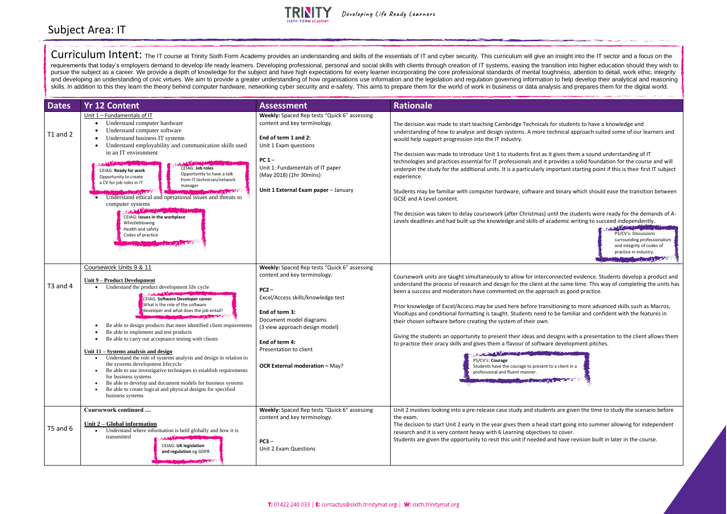# Subject Area: IT

Developing Life Ready Learners

**Curriculum Intent:** The IT course at Trinity Sixth Form Academy provides an understanding and skills of the essentials of IT and cyber security. This curriculum will give an insight into the IT sector and a focus on the requirements that today's employers demand to develop life ready learners. Developing professional, personal and social skills with clients through creation of IT systems, easing the transition into higher education should they wish to pursue the subject as a career. We provide a depth of knowledge for the subject and have high expectations for every learner incorporating the core professional standards of mental toughness, attention to detail, work ethic, integrity and developing an understanding of civic virtues. We aim to provide a greater understanding of how organisations use information and the legislation and regulation governing information to help develop their analytical and reasoning skills. In addition to this they learn the theory behind computer hardware, networking cyber security and e-safety. This aims to prepare them for the world of work in business or data analysis and prepares them for the digital world.

| Dates | Yr 12 Content | Assessment | Rationale |
|---|---|---|---|
| T1 and 2 | Unit 1 – Fundamentals of IT<br>• Understand computer hardware<br>• Understand computer software<br>• Understand business IT systems<br>• Understand employability and communication skills used in an IT environment<br>**CEIAG: Ready for work** Opportunity to create a CV for job roles in IT<br>**CEIAG: Job roles** Opportunity to have a talk from IT technician/network manager<br>• Understand ethical and operational issues and threats to computer systems<br>**CEIAG: Issues in the workplace** Whistleblowing, Health and safety, Codes of practice | **Weekly:** Spaced Rep tests "Quick 6" assessing content and key terminology.<br><br>**End of term 1 and 2:** Unit 1 Exam questions<br><br>**PC 1** – Unit 1: Fundamentals of IT paper (May 2018) (1hr 30mins)<br><br>**Unit 1 External Exam paper** – January | The decision was made to start teaching Cambridge Technicals for students to have a knowledge and understanding of how to analyse and design systems. A more technical approach suited some of our learners and would help support progression into the IT industry.<br><br>The decision was made to introduce Unit 1 to students first as it gives them a sound understanding of IT technologies and practices essential for IT professionals and it provides a solid foundation for the course and will underpin the study for the additional units. It is a particularly important starting point if this is their first IT subject experience.<br><br>Students may be familiar with computer hardware, software and binary which should ease the transition between GCSE and A Level content.<br><br>The decision was taken to delay coursework (after Christmas) until the students were ready for the demands of A-Levels deadlines and had built up the knowledge and skills of academic writing to succeed independently.<br><br>PS/CV's: Discussions surrounding professionalism and integrity of codes of practice in industry. |
| T3 and 4 | Coursework Units 9 & 11<br><br>**Unit 9 – Product Development**<br>• Understand the product development life cycle<br>**CEIAG: Software Developer career** What is the role of the software developer and what does the job entail?<br>• Be able to design products that meet identified client requirements<br>• Be able to implement and test products<br>• Be able to carry out acceptance testing with clients<br><br>**Unit 11 – Systems analysis and design**<br>• Understand the role of systems analysis and design in relation to the systems development lifecycle<br>• Be able to use investigative techniques to establish requirements for business systems<br>• Be able to develop and document models for business systems<br>• Be able to create logical and physical designs for specified business systems | **Weekly:** Spaced Rep tests "Quick 6" assessing content and key terminology.<br><br>**PC2** – Excel/Access skills/knowledge test<br><br>**End of term 3:** Document model diagrams (3 view approach design model)<br><br>**End of term 4:** Presentation to client<br><br>**OCR External moderation** – May? | Coursework units are taught simultaneously to allow for interconnected evidence. Students develop a product and understand the process of research and design for the client at the same time. This way of completing the units has been a success and moderators have commented on the approach as good practice.<br><br>Prior knowledge of Excel/Access may be used here before transitioning to more advanced skills such as Macros, VlooKups and conditional formatting is taught. Students need to be familiar and confident with the features in their chosen software before creating the system of their own.<br><br>Giving the students an opportunity to present their ideas and designs with a presentation to the client allows them to practice their oracy skills and gives them a flavour of software development pitches.<br><br>PS/CV's: **Courage** Students have the courage to present to a client in a professional and fluent manner. |
| T5 and 6 | **Coursework continued …**<br><br>**Unit 2 – Global information**<br>• Understand where information is held globally and how it is transmitted<br>**CEIAG: UK legislation and regulation** eg GDPR | **Weekly:** Spaced Rep tests "Quick 6" assessing content and key terminology.<br><br>**PC3** – Unit 2 Exam Questions | Unit 2 involves looking into a pre-release case study and students are given the time to study the scenario before the exam.<br>The decision to start Unit 2 early in the year gives them a head start going into summer allowing for independent research and it is very content heavy with 6 Learning objectives to cover.<br>Students are given the opportunity to resit this unit if needed and have revision built in later in the course. |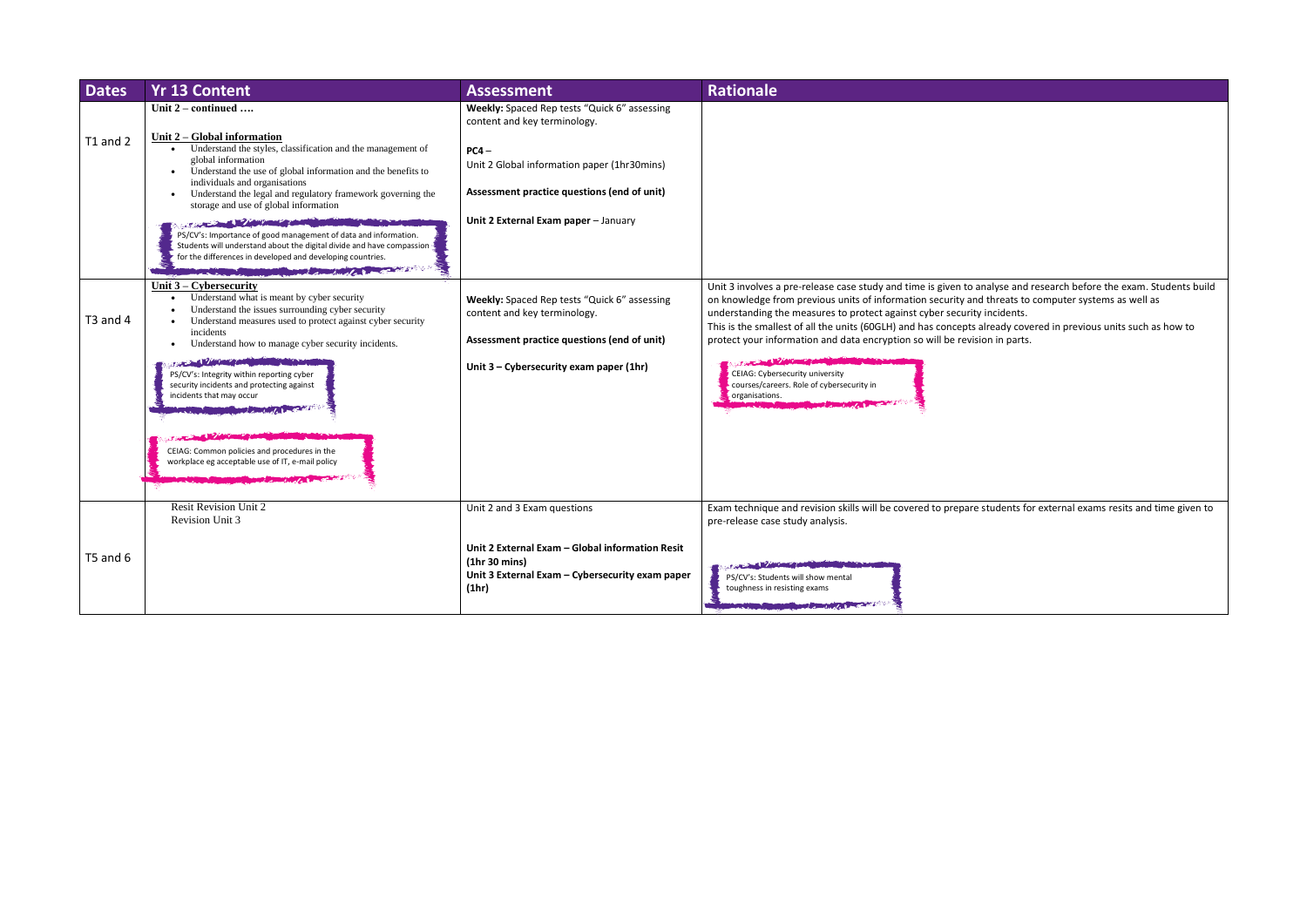| Dates | Yr 13 Content | Assessment | Rationale |
|---|---|---|---|
| T1 and 2 | **Unit 2 – continued ….**<br><br>**Unit 2 – Global information**<br>• Understand the styles, classification and the management of global information<br>• Understand the use of global information and the benefits to individuals and organisations<br>• Understand the legal and regulatory framework governing the storage and use of global information<br><br>PS/CV's: Importance of good management of data and information. Students will understand about the digital divide and have compassion for the differences in developed and developing countries. | **Weekly:** Spaced Rep tests "Quick 6" assessing content and key terminology.<br><br>**PC4 –**<br>Unit 2 Global information paper (1hr30mins)<br><br>**Assessment practice questions (end of unit)**<br><br>**Unit 2 External Exam paper** – January | |
| T3 and 4 | **Unit 3 – Cybersecurity**<br>• Understand what is meant by cyber security<br>• Understand the issues surrounding cyber security<br>• Understand measures used to protect against cyber security incidents<br>• Understand how to manage cyber security incidents.<br><br>PS/CV's: Integrity within reporting cyber security incidents and protecting against incidents that may occur<br><br>CEIAG: Common policies and procedures in the workplace eg acceptable use of IT, e-mail policy | **Weekly:** Spaced Rep tests "Quick 6" assessing content and key terminology.<br><br>**Assessment practice questions (end of unit)**<br><br>**Unit 3 – Cybersecurity exam paper (1hr)** | Unit 3 involves a pre-release case study and time is given to analyse and research before the exam. Students build on knowledge from previous units of information security and threats to computer systems as well as understanding the measures to protect against cyber security incidents.<br>This is the smallest of all the units (60GLH) and has concepts already covered in previous units such as how to protect your information and data encryption so will be revision in parts.<br><br>CEIAG: Cybersecurity university courses/careers. Role of cybersecurity in organisations. |
| T5 and 6 | Resit Revision Unit 2<br>Revision Unit 3 | Unit 2 and 3 Exam questions<br><br>**Unit 2 External Exam – Global information Resit (1hr 30 mins)**<br>**Unit 3 External Exam – Cybersecurity exam paper (1hr)** | Exam technique and revision skills will be covered to prepare students for external exams resits and time given to pre-release case study analysis.<br><br>PS/CV's: Students will show mental toughness in resisting exams |